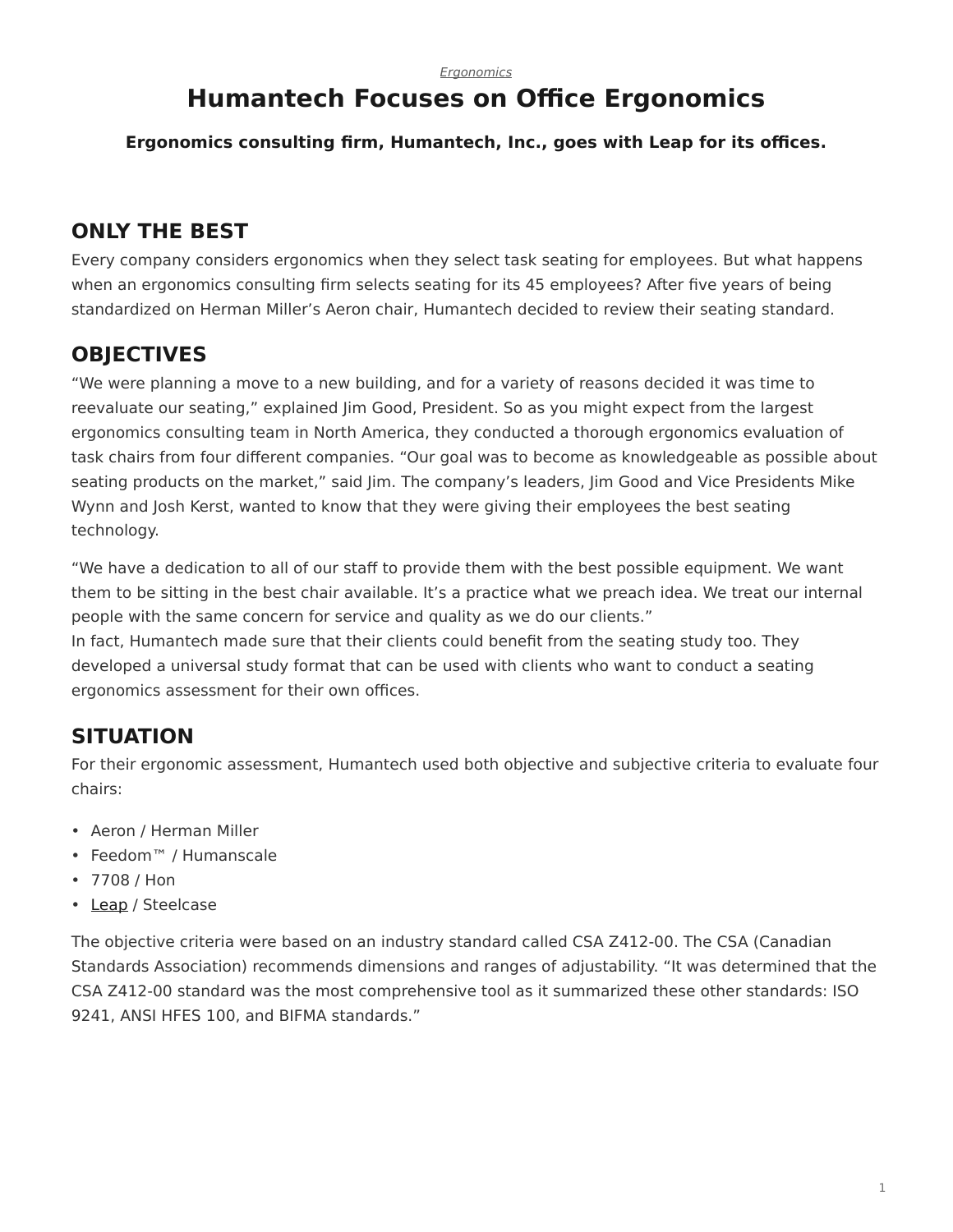*Ergonomics*

# Humantech Focuses on Office Ergonomics

**Ergonomics consulting firm, Humantech, Inc., goes with Leap for its offices.**

## ONLY THE BEST

Every company considers ergonomics when they select task seating for employees. But what happens when an ergonomics consulting firm selects seating for its 45 employees? After five years of being standardized on Herman Miller's Aeron chair, Humantech decided to review their seating standard.

## OBJECTIVES

"We were planning a move to a new building, and for a variety of reasons decided it was time to reevaluate our seating," explained Jim Good, President. So as you might expect from the largest ergonomics consulting team in North America, they conducted a thorough ergonomics evaluation of task chairs from four different companies. "Our goal was to become as knowledgeable as possible about seating products on the market," said Jim. The company's leaders, Jim Good and Vice Presidents Mike Wynn and Josh Kerst, wanted to know that they were giving their employees the best seating technology.

"We have a dedication to all of our staff to provide them with the best possible equipment. We want them to be sitting in the best chair available. It's a practice what we preach idea. We treat our internal people with the same concern for service and quality as we do our clients."
In fact, Humantech made sure that their clients could benefit from the seating study too. They developed a universal study format that can be used with clients who want to conduct a seating ergonomics assessment for their own offices.

## SITUATION

For their ergonomic assessment, Humantech used both objective and subjective criteria to evaluate four chairs:

- Aeron / Herman Miller
- Feedom™ / Humanscale
- 7708 / Hon
- Leap / Steelcase

The objective criteria were based on an industry standard called CSA Z412-00. The CSA (Canadian Standards Association) recommends dimensions and ranges of adjustability. "It was determined that the CSA Z412-00 standard was the most comprehensive tool as it summarized these other standards: ISO 9241, ANSI HFES 100, and BIFMA standards."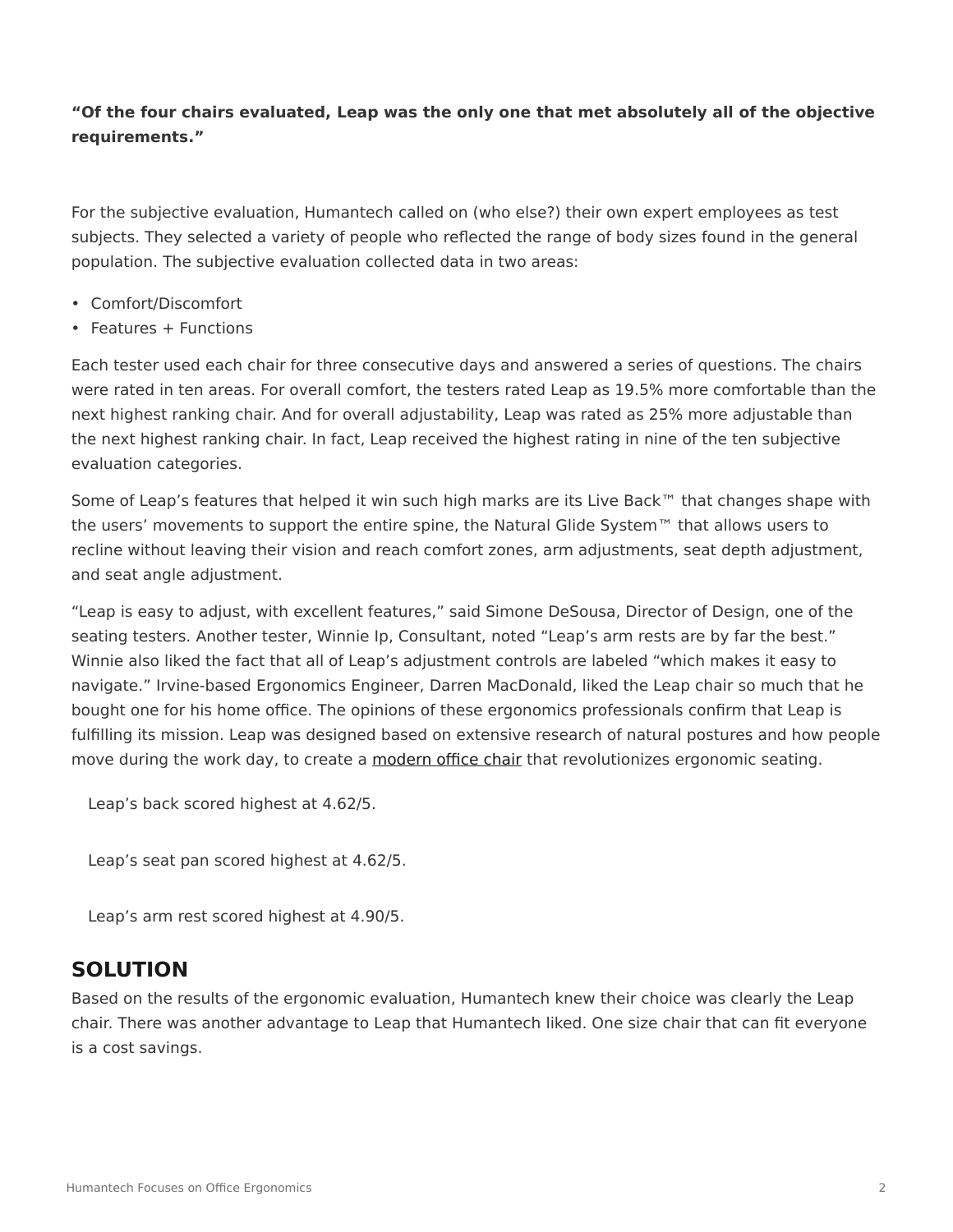**“Of the four chairs evaluated, Leap was the only one that met absolutely all of the objective requirements.”**

For the subjective evaluation, Humantech called on (who else?) their own expert employees as test subjects. They selected a variety of people who reflected the range of body sizes found in the general population. The subjective evaluation collected data in two areas:

- Comfort/Discomfort
- Features + Functions

Each tester used each chair for three consecutive days and answered a series of questions. The chairs were rated in ten areas. For overall comfort, the testers rated Leap as 19.5% more comfortable than the next highest ranking chair. And for overall adjustability, Leap was rated as 25% more adjustable than the next highest ranking chair. In fact, Leap received the highest rating in nine of the ten subjective evaluation categories.

Some of Leap’s features that helped it win such high marks are its Live Back™ that changes shape with the users’ movements to support the entire spine, the Natural Glide System™ that allows users to recline without leaving their vision and reach comfort zones, arm adjustments, seat depth adjustment, and seat angle adjustment.

“Leap is easy to adjust, with excellent features,” said Simone DeSousa, Director of Design, one of the seating testers. Another tester, Winnie Ip, Consultant, noted “Leap’s arm rests are by far the best.” Winnie also liked the fact that all of Leap’s adjustment controls are labeled “which makes it easy to navigate.” Irvine-based Ergonomics Engineer, Darren MacDonald, liked the Leap chair so much that he bought one for his home office. The opinions of these ergonomics professionals confirm that Leap is fulfilling its mission. Leap was designed based on extensive research of natural postures and how people move during the work day, to create a modern office chair that revolutionizes ergonomic seating.

Leap’s back scored highest at 4.62/5.

Leap’s seat pan scored highest at 4.62/5.

Leap’s arm rest scored highest at 4.90/5.

## SOLUTION

Based on the results of the ergonomic evaluation, Humantech knew their choice was clearly the Leap chair. There was another advantage to Leap that Humantech liked. One size chair that can fit everyone is a cost savings.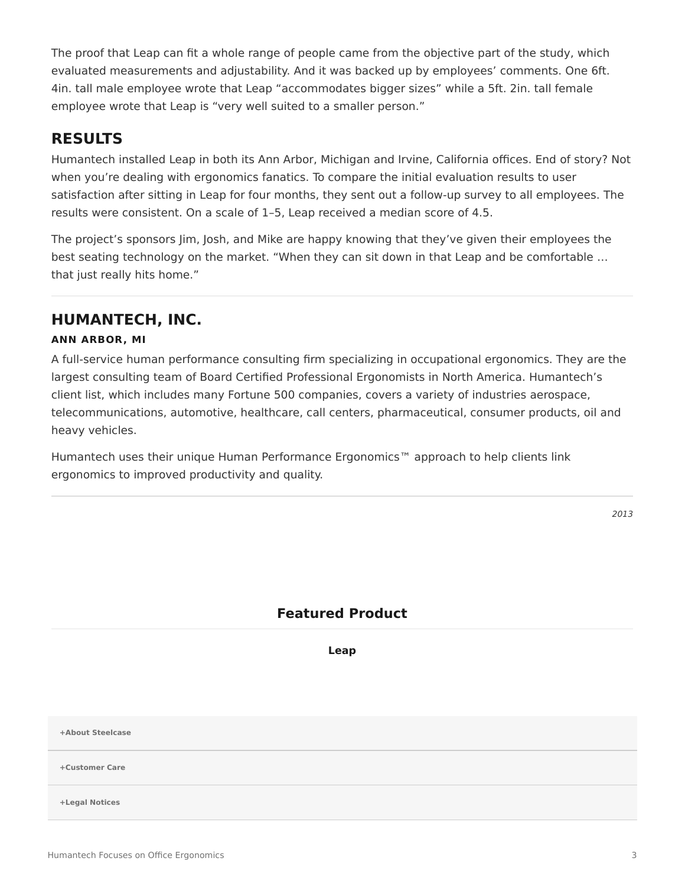The proof that Leap can fit a whole range of people came from the objective part of the study, which evaluated measurements and adjustability. And it was backed up by employees' comments. One 6ft. 4in. tall male employee wrote that Leap "accommodates bigger sizes" while a 5ft. 2in. tall female employee wrote that Leap is "very well suited to a smaller person."

## RESULTS

Humantech installed Leap in both its Ann Arbor, Michigan and Irvine, California offices. End of story? Not when you're dealing with ergonomics fanatics. To compare the initial evaluation results to user satisfaction after sitting in Leap for four months, they sent out a follow-up survey to all employees. The results were consistent. On a scale of 1–5, Leap received a median score of 4.5.

The project's sponsors Jim, Josh, and Mike are happy knowing that they've given their employees the best seating technology on the market. "When they can sit down in that Leap and be comfortable … that just really hits home."

---

## HUMANTECH, INC.

#### ANN ARBOR, MI

A full-service human performance consulting firm specializing in occupational ergonomics. They are the largest consulting team of Board Certified Professional Ergonomists in North America. Humantech's client list, which includes many Fortune 500 companies, covers a variety of industries aerospace, telecommunications, automotive, healthcare, call centers, pharmaceutical, consumer products, oil and heavy vehicles.

Humantech uses their unique Human Performance Ergonomics™ approach to help clients link ergonomics to improved productivity and quality.

---

*2013*

## Featured Product

**Leap**

**+About Steelcase**

**+Customer Care**

**+Legal Notices**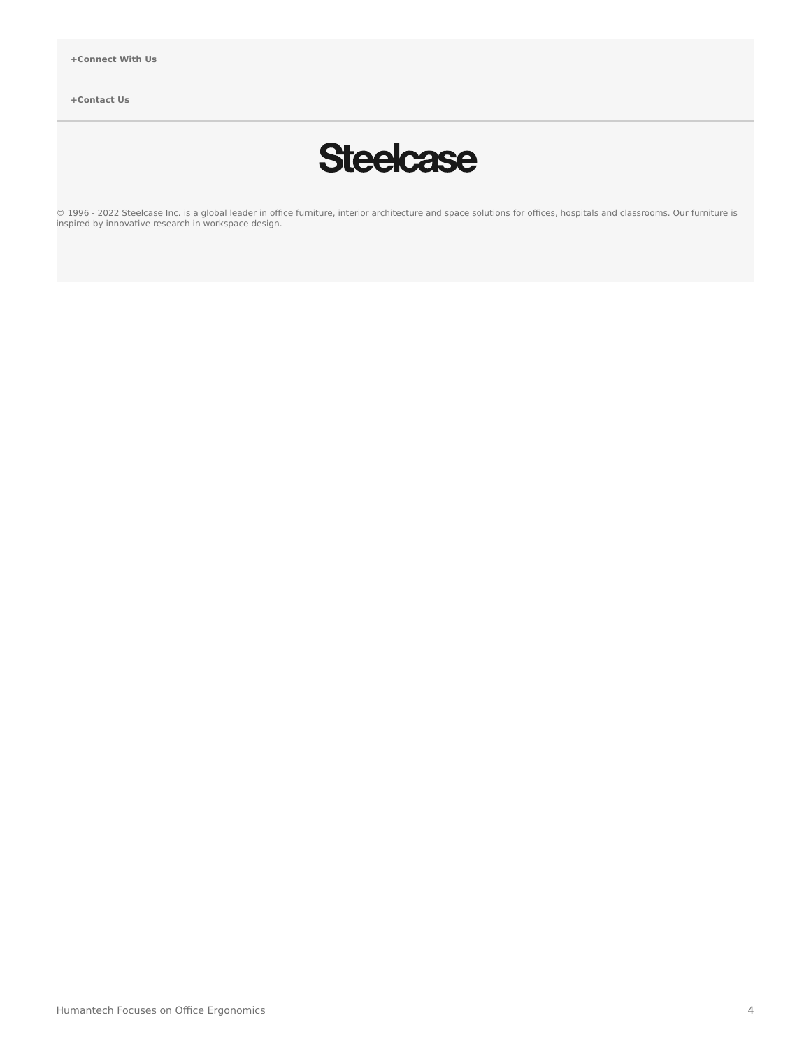**+Connect With Us**

**+Contact Us**

Steelcase

© 1996 - 2022 Steelcase Inc. is a global leader in office furniture, interior architecture and space solutions for offices, hospitals and classrooms. Our furniture is inspired by innovative research in workspace design.